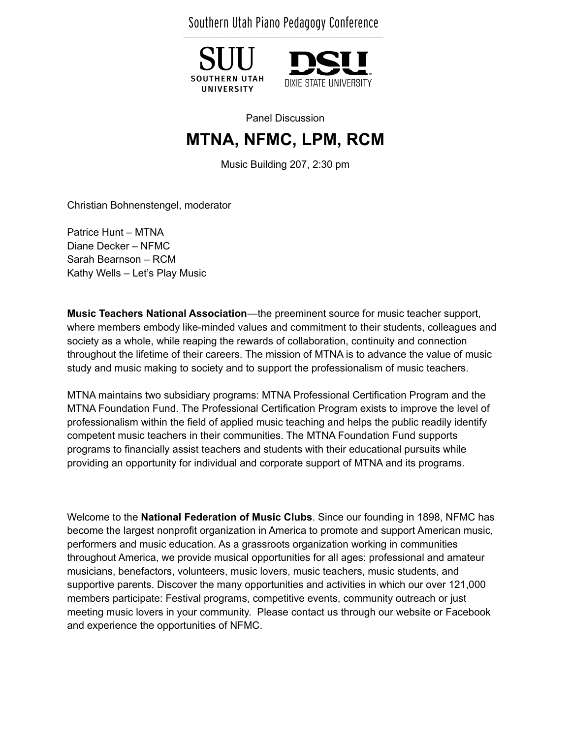Southern Utah Piano Pedagogy Conference

SUU SOUTHERN UTAH UNIVERSITY

DSU DIXIE STATE UNIVERSITY

Panel Discussion

# MTNA, NFMC, LPM, RCM

Music Building 207, 2:30 pm

Christian Bohnenstengel, moderator

Patrice Hunt – MTNA
Diane Decker – NFMC
Sarah Bearnson – RCM
Kathy Wells – Let's Play Music

**Music Teachers National Association**—the preeminent source for music teacher support, where members embody like-minded values and commitment to their students, colleagues and society as a whole, while reaping the rewards of collaboration, continuity and connection throughout the lifetime of their careers. The mission of MTNA is to advance the value of music study and music making to society and to support the professionalism of music teachers.

MTNA maintains two subsidiary programs: MTNA Professional Certification Program and the MTNA Foundation Fund. The Professional Certification Program exists to improve the level of professionalism within the field of applied music teaching and helps the public readily identify competent music teachers in their communities. The MTNA Foundation Fund supports programs to financially assist teachers and students with their educational pursuits while providing an opportunity for individual and corporate support of MTNA and its programs.

Welcome to the **National Federation of Music Clubs**. Since our founding in 1898, NFMC has become the largest nonprofit organization in America to promote and support American music, performers and music education. As a grassroots organization working in communities throughout America, we provide musical opportunities for all ages: professional and amateur musicians, benefactors, volunteers, music lovers, music teachers, music students, and supportive parents. Discover the many opportunities and activities in which our over 121,000 members participate: Festival programs, competitive events, community outreach or just meeting music lovers in your community. Please contact us through our website or Facebook and experience the opportunities of NFMC.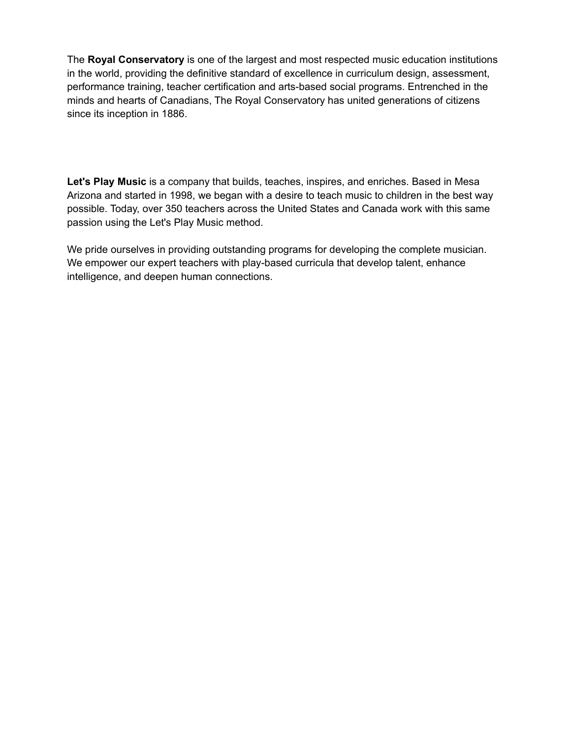The **Royal Conservatory** is one of the largest and most respected music education institutions in the world, providing the definitive standard of excellence in curriculum design, assessment, performance training, teacher certification and arts-based social programs. Entrenched in the minds and hearts of Canadians, The Royal Conservatory has united generations of citizens since its inception in 1886.

**Let's Play Music** is a company that builds, teaches, inspires, and enriches. Based in Mesa Arizona and started in 1998, we began with a desire to teach music to children in the best way possible. Today, over 350 teachers across the United States and Canada work with this same passion using the Let's Play Music method.

We pride ourselves in providing outstanding programs for developing the complete musician. We empower our expert teachers with play-based curricula that develop talent, enhance intelligence, and deepen human connections.